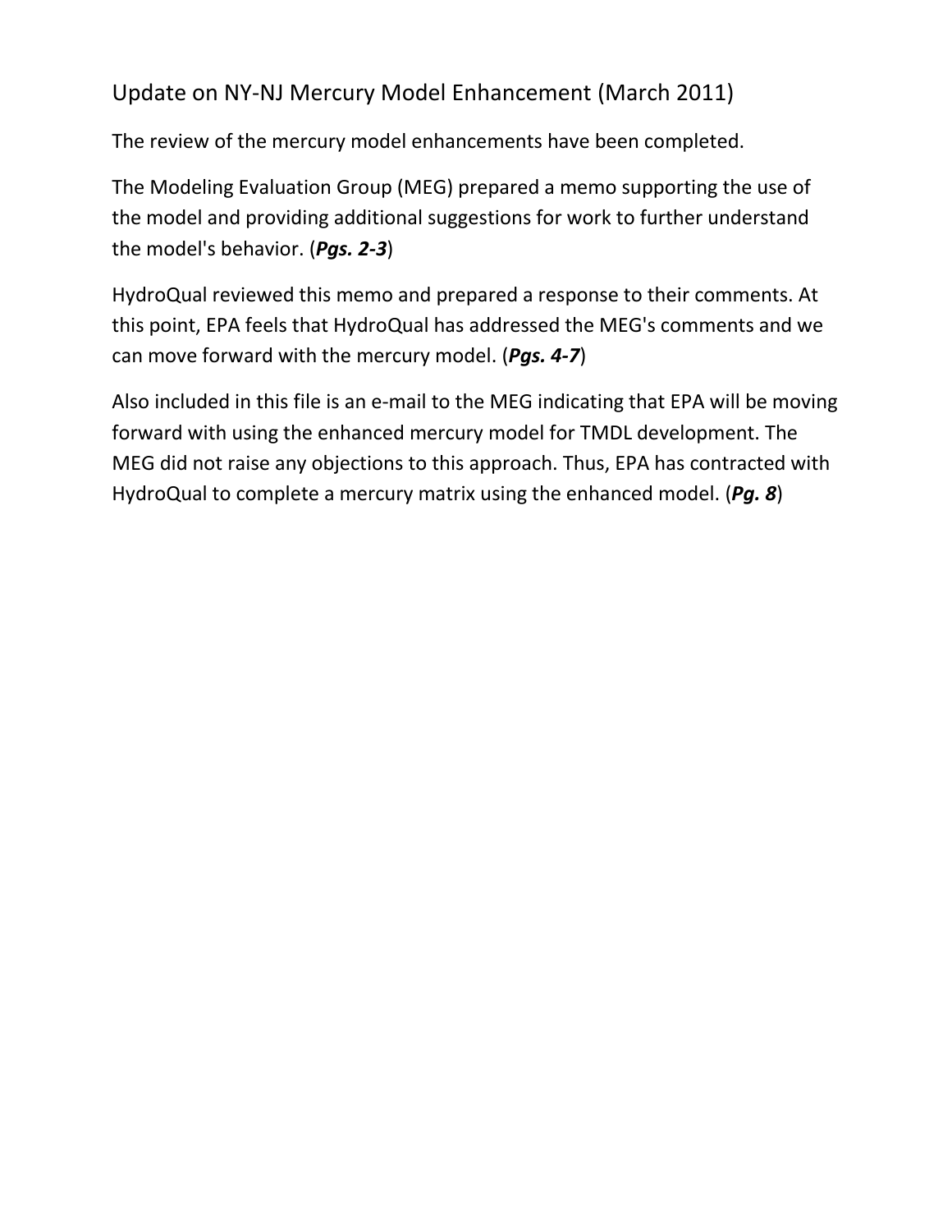# Update on NY-NJ Mercury Model Enhancement (March 2011)

The review of the mercury model enhancements have been completed.

The Modeling Evaluation Group (MEG) prepared a memo supporting the use of the model and providing additional suggestions for work to further understand the model's behavior. (***Pgs. 2-3***)

HydroQual reviewed this memo and prepared a response to their comments. At this point, EPA feels that HydroQual has addressed the MEG's comments and we can move forward with the mercury model. (***Pgs. 4-7***)

Also included in this file is an e-mail to the MEG indicating that EPA will be moving forward with using the enhanced mercury model for TMDL development. The MEG did not raise any objections to this approach. Thus, EPA has contracted with HydroQual to complete a mercury matrix using the enhanced model. (***Pg. 8***)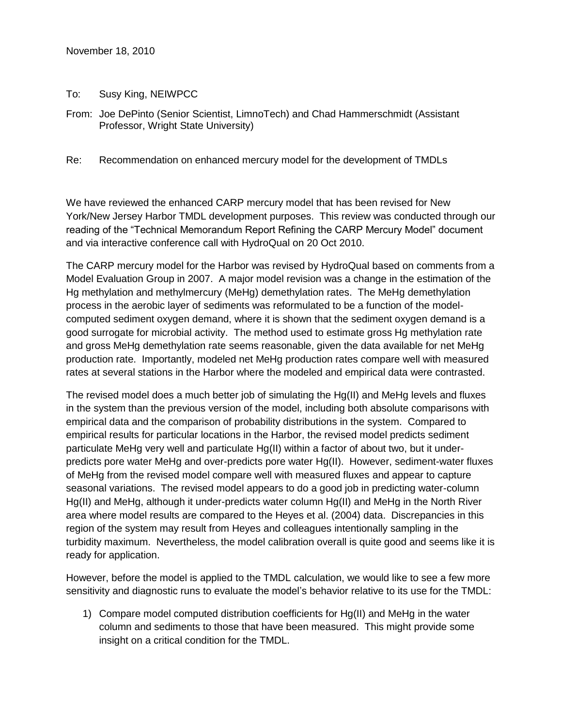November 18, 2010

To: Susy King, NEIWPCC

From: Joe DePinto (Senior Scientist, LimnoTech) and Chad Hammerschmidt (Assistant Professor, Wright State University)

Re: Recommendation on enhanced mercury model for the development of TMDLs

We have reviewed the enhanced CARP mercury model that has been revised for New York/New Jersey Harbor TMDL development purposes. This review was conducted through our reading of the "Technical Memorandum Report Refining the CARP Mercury Model" document and via interactive conference call with HydroQual on 20 Oct 2010.

The CARP mercury model for the Harbor was revised by HydroQual based on comments from a Model Evaluation Group in 2007. A major model revision was a change in the estimation of the Hg methylation and methylmercury (MeHg) demethylation rates. The MeHg demethylation process in the aerobic layer of sediments was reformulated to be a function of the model-computed sediment oxygen demand, where it is shown that the sediment oxygen demand is a good surrogate for microbial activity. The method used to estimate gross Hg methylation rate and gross MeHg demethylation rate seems reasonable, given the data available for net MeHg production rate. Importantly, modeled net MeHg production rates compare well with measured rates at several stations in the Harbor where the modeled and empirical data were contrasted.

The revised model does a much better job of simulating the Hg(II) and MeHg levels and fluxes in the system than the previous version of the model, including both absolute comparisons with empirical data and the comparison of probability distributions in the system. Compared to empirical results for particular locations in the Harbor, the revised model predicts sediment particulate MeHg very well and particulate Hg(II) within a factor of about two, but it under-predicts pore water MeHg and over-predicts pore water Hg(II). However, sediment-water fluxes of MeHg from the revised model compare well with measured fluxes and appear to capture seasonal variations. The revised model appears to do a good job in predicting water-column Hg(II) and MeHg, although it under-predicts water column Hg(II) and MeHg in the North River area where model results are compared to the Heyes et al. (2004) data. Discrepancies in this region of the system may result from Heyes and colleagues intentionally sampling in the turbidity maximum. Nevertheless, the model calibration overall is quite good and seems like it is ready for application.

However, before the model is applied to the TMDL calculation, we would like to see a few more sensitivity and diagnostic runs to evaluate the model's behavior relative to its use for the TMDL:

1) Compare model computed distribution coefficients for Hg(II) and MeHg in the water column and sediments to those that have been measured. This might provide some insight on a critical condition for the TMDL.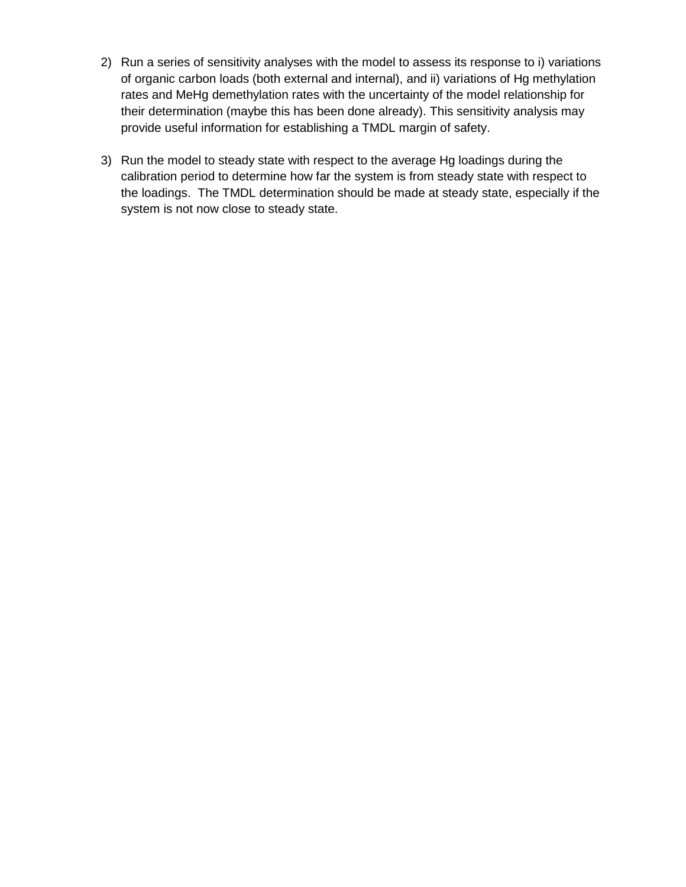2) Run a series of sensitivity analyses with the model to assess its response to i) variations of organic carbon loads (both external and internal), and ii) variations of Hg methylation rates and MeHg demethylation rates with the uncertainty of the model relationship for their determination (maybe this has been done already). This sensitivity analysis may provide useful information for establishing a TMDL margin of safety.

3) Run the model to steady state with respect to the average Hg loadings during the calibration period to determine how far the system is from steady state with respect to the loadings. The TMDL determination should be made at steady state, especially if the system is not now close to steady state.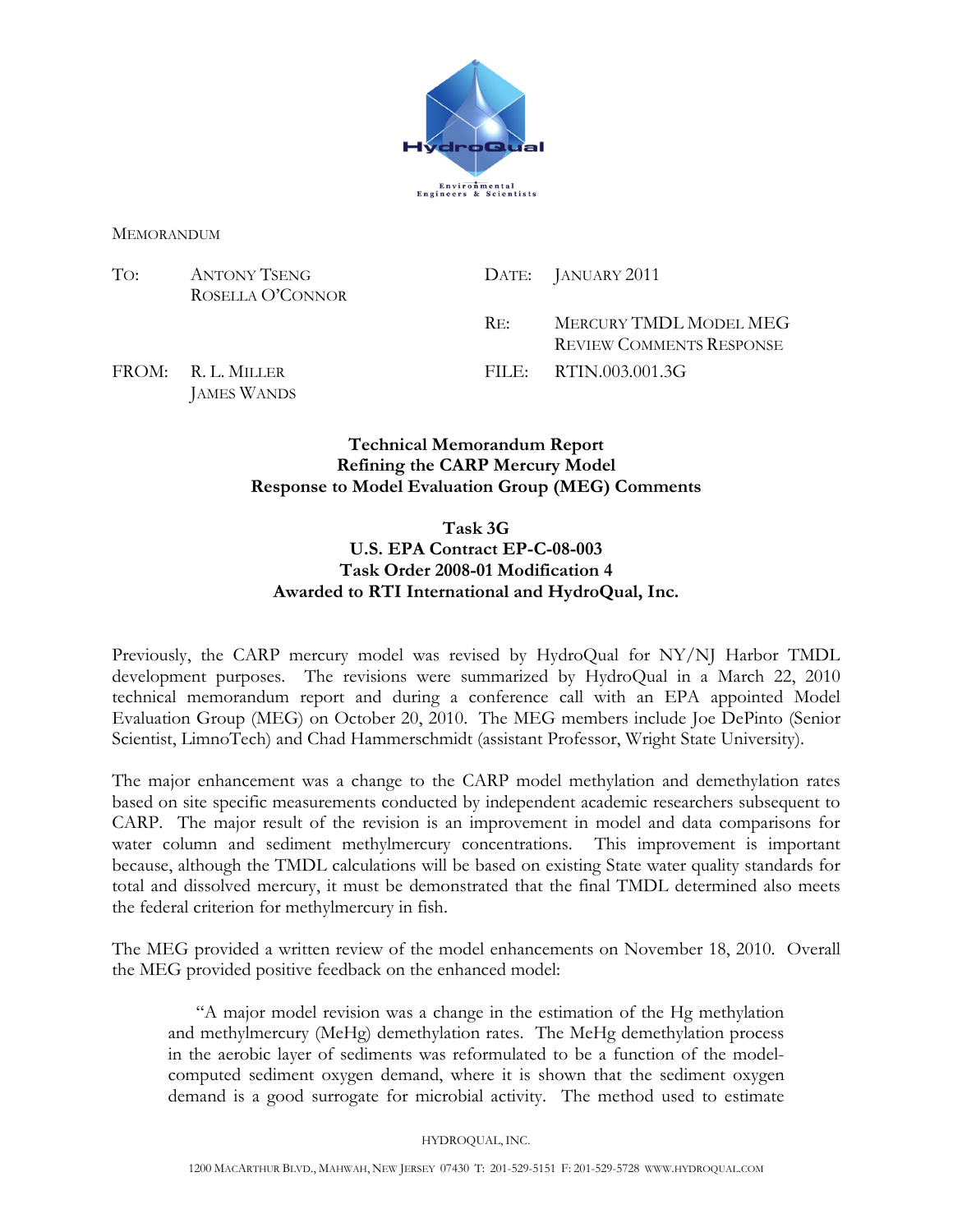MEMORANDUM

| | | | |
|---|---|---|---|
| TO: | ANTONY TSENG<br>ROSELLA O'CONNOR | DATE: | JANUARY 2011 |
| | | RE: | MERCURY TMDL MODEL MEG REVIEW COMMENTS RESPONSE |
| FROM: | R. L. MILLER<br>JAMES WANDS | FILE: | RTIN.003.001.3G |

**Technical Memorandum Report**
**Refining the CARP Mercury Model**
**Response to Model Evaluation Group (MEG) Comments**

**Task 3G**
**U.S. EPA Contract EP-C-08-003**
**Task Order 2008-01 Modification 4**
**Awarded to RTI International and HydroQual, Inc.**

Previously, the CARP mercury model was revised by HydroQual for NY/NJ Harbor TMDL development purposes. The revisions were summarized by HydroQual in a March 22, 2010 technical memorandum report and during a conference call with an EPA appointed Model Evaluation Group (MEG) on October 20, 2010. The MEG members include Joe DePinto (Senior Scientist, LimnoTech) and Chad Hammerschmidt (assistant Professor, Wright State University).

The major enhancement was a change to the CARP model methylation and demethylation rates based on site specific measurements conducted by independent academic researchers subsequent to CARP. The major result of the revision is an improvement in model and data comparisons for water column and sediment methylmercury concentrations. This improvement is important because, although the TMDL calculations will be based on existing State water quality standards for total and dissolved mercury, it must be demonstrated that the final TMDL determined also meets the federal criterion for methylmercury in fish.

The MEG provided a written review of the model enhancements on November 18, 2010. Overall the MEG provided positive feedback on the enhanced model:

> "A major model revision was a change in the estimation of the Hg methylation and methylmercury (MeHg) demethylation rates. The MeHg demethylation process in the aerobic layer of sediments was reformulated to be a function of the model-computed sediment oxygen demand, where it is shown that the sediment oxygen demand is a good surrogate for microbial activity. The method used to estimate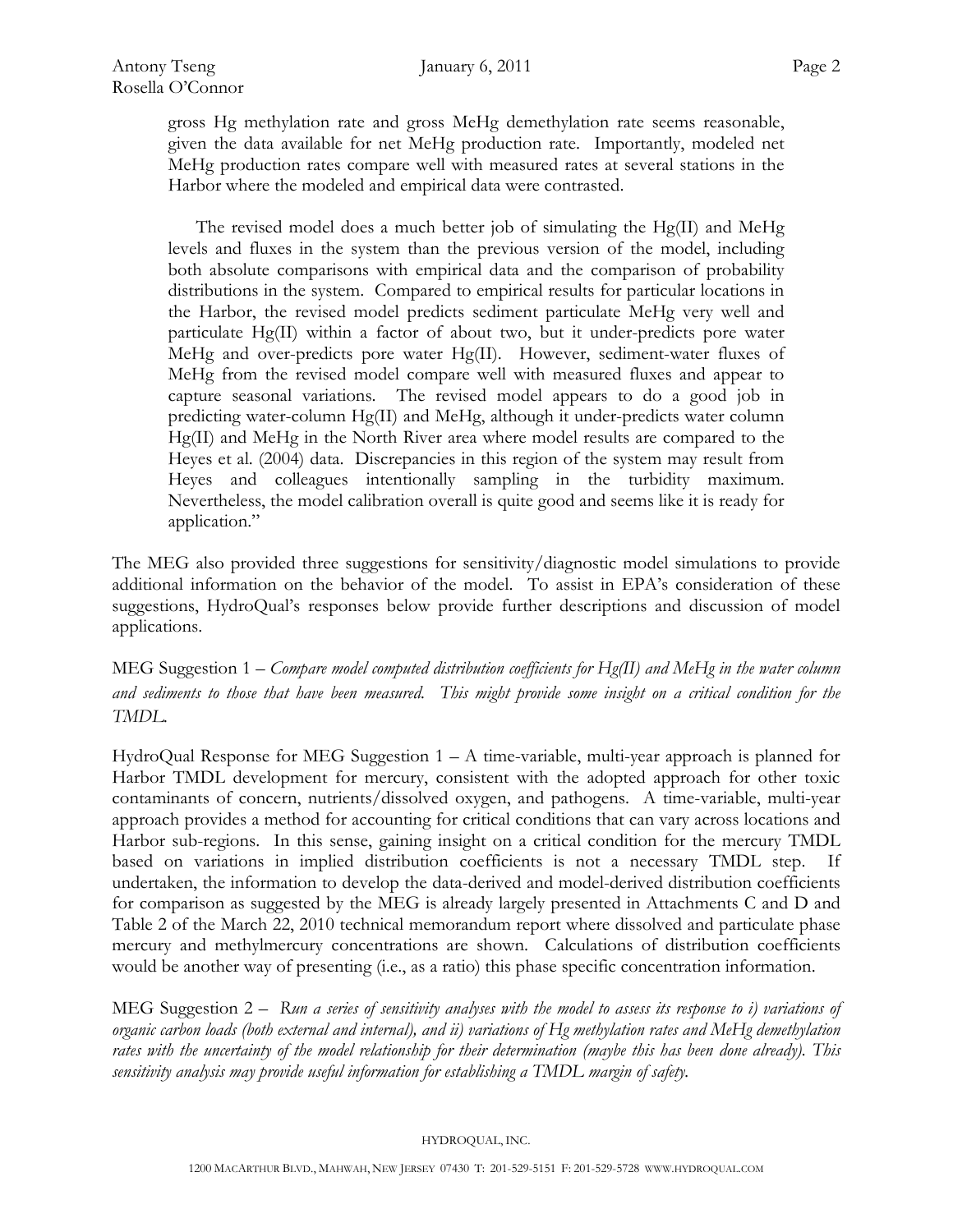gross Hg methylation rate and gross MeHg demethylation rate seems reasonable, given the data available for net MeHg production rate. Importantly, modeled net MeHg production rates compare well with measured rates at several stations in the Harbor where the modeled and empirical data were contrasted.

The revised model does a much better job of simulating the Hg(II) and MeHg levels and fluxes in the system than the previous version of the model, including both absolute comparisons with empirical data and the comparison of probability distributions in the system. Compared to empirical results for particular locations in the Harbor, the revised model predicts sediment particulate MeHg very well and particulate Hg(II) within a factor of about two, but it under-predicts pore water MeHg and over-predicts pore water Hg(II). However, sediment-water fluxes of MeHg from the revised model compare well with measured fluxes and appear to capture seasonal variations. The revised model appears to do a good job in predicting water-column Hg(II) and MeHg, although it under-predicts water column Hg(II) and MeHg in the North River area where model results are compared to the Heyes et al. (2004) data. Discrepancies in this region of the system may result from Heyes and colleagues intentionally sampling in the turbidity maximum. Nevertheless, the model calibration overall is quite good and seems like it is ready for application."

The MEG also provided three suggestions for sensitivity/diagnostic model simulations to provide additional information on the behavior of the model. To assist in EPA's consideration of these suggestions, HydroQual's responses below provide further descriptions and discussion of model applications.

MEG Suggestion 1 – *Compare model computed distribution coefficients for Hg(II) and MeHg in the water column and sediments to those that have been measured. This might provide some insight on a critical condition for the TMDL.*

HydroQual Response for MEG Suggestion 1 – A time-variable, multi-year approach is planned for Harbor TMDL development for mercury, consistent with the adopted approach for other toxic contaminants of concern, nutrients/dissolved oxygen, and pathogens. A time-variable, multi-year approach provides a method for accounting for critical conditions that can vary across locations and Harbor sub-regions. In this sense, gaining insight on a critical condition for the mercury TMDL based on variations in implied distribution coefficients is not a necessary TMDL step. If undertaken, the information to develop the data-derived and model-derived distribution coefficients for comparison as suggested by the MEG is already largely presented in Attachments C and D and Table 2 of the March 22, 2010 technical memorandum report where dissolved and particulate phase mercury and methylmercury concentrations are shown. Calculations of distribution coefficients would be another way of presenting (i.e., as a ratio) this phase specific concentration information.

MEG Suggestion 2 – *Run a series of sensitivity analyses with the model to assess its response to i) variations of organic carbon loads (both external and internal), and ii) variations of Hg methylation rates and MeHg demethylation rates with the uncertainty of the model relationship for their determination (maybe this has been done already). This sensitivity analysis may provide useful information for establishing a TMDL margin of safety.*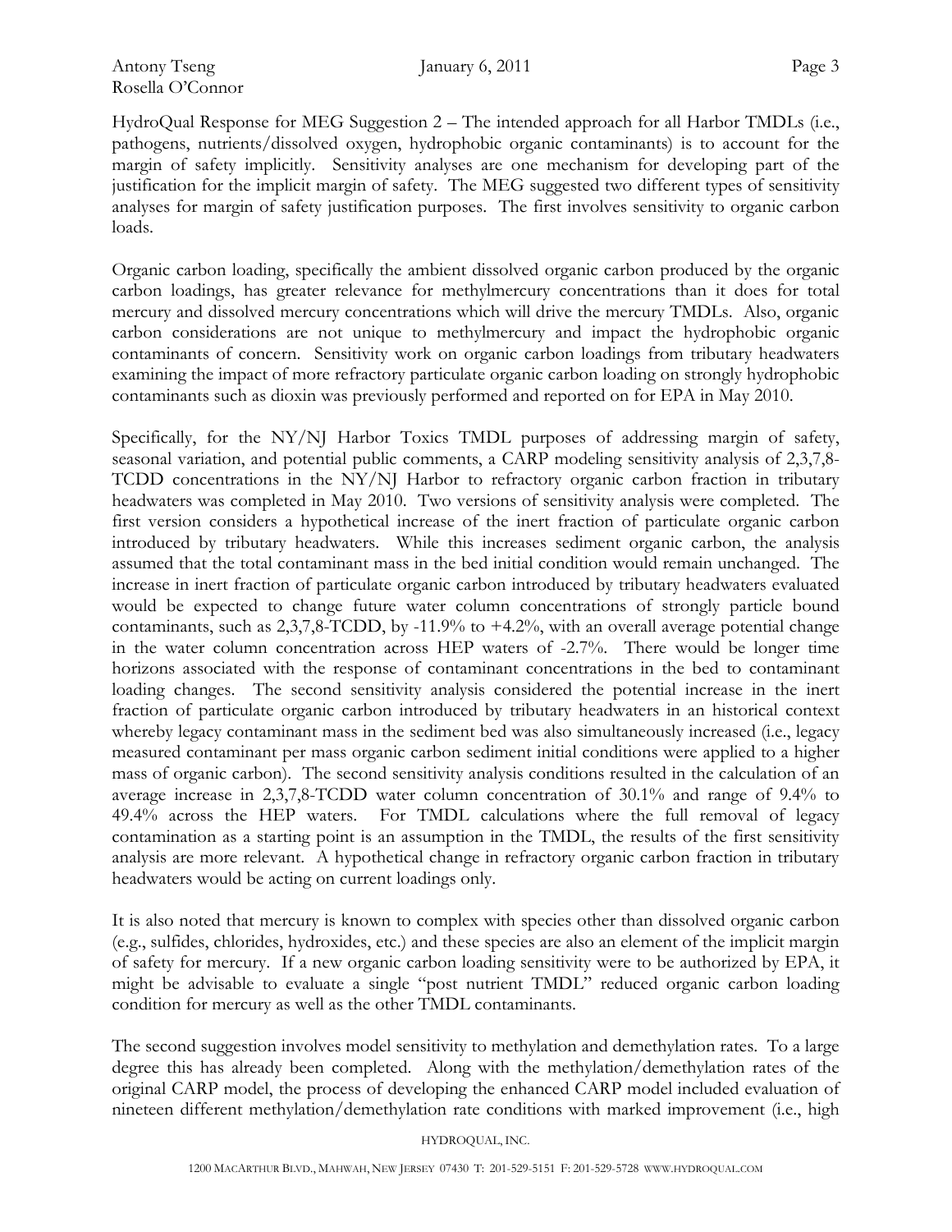HydroQual Response for MEG Suggestion 2 – The intended approach for all Harbor TMDLs (i.e., pathogens, nutrients/dissolved oxygen, hydrophobic organic contaminants) is to account for the margin of safety implicitly. Sensitivity analyses are one mechanism for developing part of the justification for the implicit margin of safety. The MEG suggested two different types of sensitivity analyses for margin of safety justification purposes. The first involves sensitivity to organic carbon loads.

Organic carbon loading, specifically the ambient dissolved organic carbon produced by the organic carbon loadings, has greater relevance for methylmercury concentrations than it does for total mercury and dissolved mercury concentrations which will drive the mercury TMDLs. Also, organic carbon considerations are not unique to methylmercury and impact the hydrophobic organic contaminants of concern. Sensitivity work on organic carbon loadings from tributary headwaters examining the impact of more refractory particulate organic carbon loading on strongly hydrophobic contaminants such as dioxin was previously performed and reported on for EPA in May 2010.

Specifically, for the NY/NJ Harbor Toxics TMDL purposes of addressing margin of safety, seasonal variation, and potential public comments, a CARP modeling sensitivity analysis of 2,3,7,8-TCDD concentrations in the NY/NJ Harbor to refractory organic carbon fraction in tributary headwaters was completed in May 2010. Two versions of sensitivity analysis were completed. The first version considers a hypothetical increase of the inert fraction of particulate organic carbon introduced by tributary headwaters. While this increases sediment organic carbon, the analysis assumed that the total contaminant mass in the bed initial condition would remain unchanged. The increase in inert fraction of particulate organic carbon introduced by tributary headwaters evaluated would be expected to change future water column concentrations of strongly particle bound contaminants, such as 2,3,7,8-TCDD, by -11.9% to +4.2%, with an overall average potential change in the water column concentration across HEP waters of -2.7%. There would be longer time horizons associated with the response of contaminant concentrations in the bed to contaminant loading changes. The second sensitivity analysis considered the potential increase in the inert fraction of particulate organic carbon introduced by tributary headwaters in an historical context whereby legacy contaminant mass in the sediment bed was also simultaneously increased (i.e., legacy measured contaminant per mass organic carbon sediment initial conditions were applied to a higher mass of organic carbon). The second sensitivity analysis conditions resulted in the calculation of an average increase in 2,3,7,8-TCDD water column concentration of 30.1% and range of 9.4% to 49.4% across the HEP waters. For TMDL calculations where the full removal of legacy contamination as a starting point is an assumption in the TMDL, the results of the first sensitivity analysis are more relevant. A hypothetical change in refractory organic carbon fraction in tributary headwaters would be acting on current loadings only.

It is also noted that mercury is known to complex with species other than dissolved organic carbon (e.g., sulfides, chlorides, hydroxides, etc.) and these species are also an element of the implicit margin of safety for mercury. If a new organic carbon loading sensitivity were to be authorized by EPA, it might be advisable to evaluate a single "post nutrient TMDL" reduced organic carbon loading condition for mercury as well as the other TMDL contaminants.

The second suggestion involves model sensitivity to methylation and demethylation rates. To a large degree this has already been completed. Along with the methylation/demethylation rates of the original CARP model, the process of developing the enhanced CARP model included evaluation of nineteen different methylation/demethylation rate conditions with marked improvement (i.e., high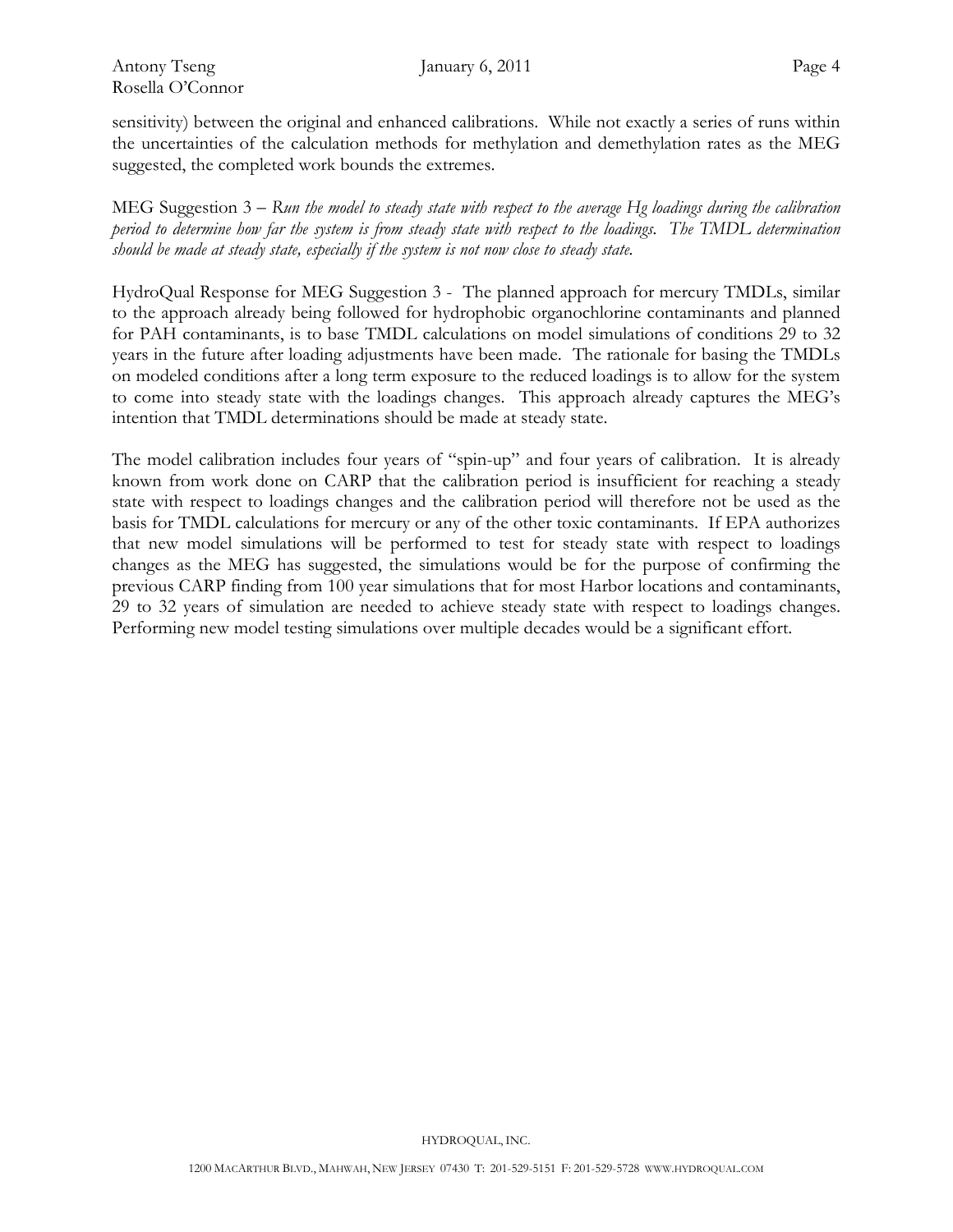sensitivity) between the original and enhanced calibrations. While not exactly a series of runs within the uncertainties of the calculation methods for methylation and demethylation rates as the MEG suggested, the completed work bounds the extremes.

MEG Suggestion 3 – *Run the model to steady state with respect to the average Hg loadings during the calibration period to determine how far the system is from steady state with respect to the loadings. The TMDL determination should be made at steady state, especially if the system is not now close to steady state.*

HydroQual Response for MEG Suggestion 3 - The planned approach for mercury TMDLs, similar to the approach already being followed for hydrophobic organochlorine contaminants and planned for PAH contaminants, is to base TMDL calculations on model simulations of conditions 29 to 32 years in the future after loading adjustments have been made. The rationale for basing the TMDLs on modeled conditions after a long term exposure to the reduced loadings is to allow for the system to come into steady state with the loadings changes. This approach already captures the MEG's intention that TMDL determinations should be made at steady state.

The model calibration includes four years of "spin-up" and four years of calibration. It is already known from work done on CARP that the calibration period is insufficient for reaching a steady state with respect to loadings changes and the calibration period will therefore not be used as the basis for TMDL calculations for mercury or any of the other toxic contaminants. If EPA authorizes that new model simulations will be performed to test for steady state with respect to loadings changes as the MEG has suggested, the simulations would be for the purpose of confirming the previous CARP finding from 100 year simulations that for most Harbor locations and contaminants, 29 to 32 years of simulation are needed to achieve steady state with respect to loadings changes. Performing new model testing simulations over multiple decades would be a significant effort.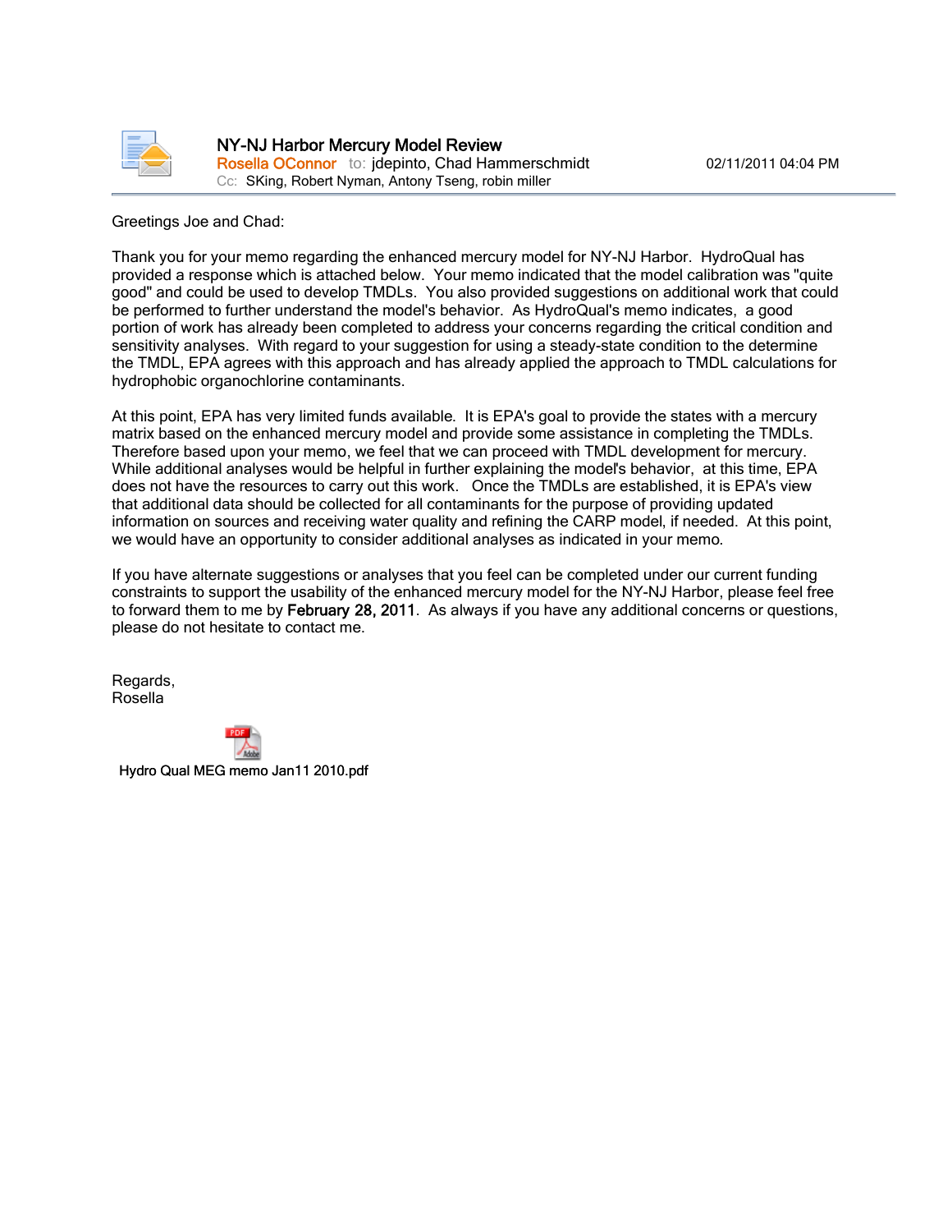# NY-NJ Harbor Mercury Model Review

Rosella OConnor to: jdepinto, Chad Hammerschmidt 02/11/2011 04:04 PM

Cc: SKing, Robert Nyman, Antony Tseng, robin miller

Greetings Joe and Chad:

Thank you for your memo regarding the enhanced mercury model for NY-NJ Harbor. HydroQual has provided a response which is attached below. Your memo indicated that the model calibration was "quite good" and could be used to develop TMDLs. You also provided suggestions on additional work that could be performed to further understand the model's behavior. As HydroQual's memo indicates, a good portion of work has already been completed to address your concerns regarding the critical condition and sensitivity analyses. With regard to your suggestion for using a steady-state condition to the determine the TMDL, EPA agrees with this approach and has already applied the approach to TMDL calculations for hydrophobic organochlorine contaminants.

At this point, EPA has very limited funds available. It is EPA's goal to provide the states with a mercury matrix based on the enhanced mercury model and provide some assistance in completing the TMDLs. Therefore based upon your memo, we feel that we can proceed with TMDL development for mercury. While additional analyses would be helpful in further explaining the model's behavior, at this time, EPA does not have the resources to carry out this work. Once the TMDLs are established, it is EPA's view that additional data should be collected for all contaminants for the purpose of providing updated information on sources and receiving water quality and refining the CARP model, if needed. At this point, we would have an opportunity to consider additional analyses as indicated in your memo.

If you have alternate suggestions or analyses that you feel can be completed under our current funding constraints to support the usability of the enhanced mercury model for the NY-NJ Harbor, please feel free to forward them to me by **February 28, 2011**. As always if you have any additional concerns or questions, please do not hesitate to contact me.

Regards,
Rosella

Hydro Qual MEG memo Jan11 2010.pdf